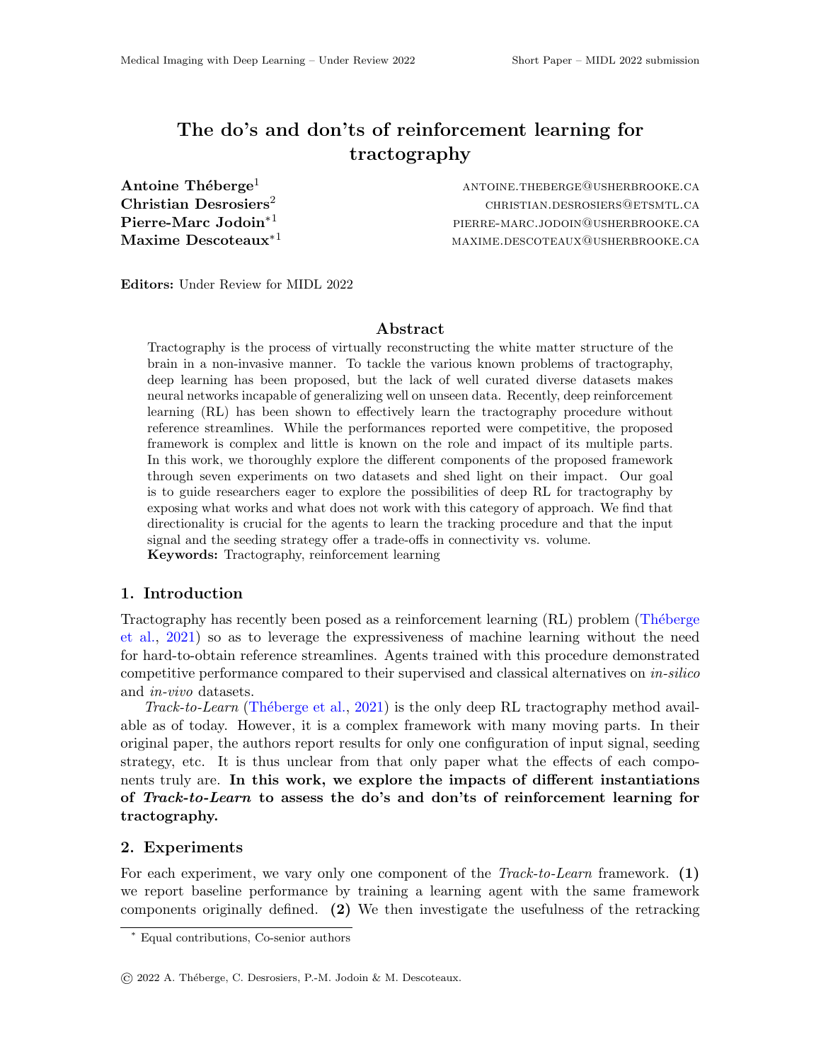# The do's and don'ts of reinforcement learning for tractography

**Antoine Théberge**[1] ANTOINE.THEBERGE@USHERBROOKE.CA
**Christian Desrosiers**[2] CHRISTIAN.DESROSIERS@ETSMTL.CA
**Pierre-Marc Jodoin**[*1] PIERRE-MARC.JODOIN@USHERBROOKE.CA
**Maxime Descoteaux**[*1] MAXIME.DESCOTEAUX@USHERBROOKE.CA

**Editors:** Under Review for MIDL 2022

## Abstract

Tractography is the process of virtually reconstructing the white matter structure of the brain in a non-invasive manner. To tackle the various known problems of tractography, deep learning has been proposed, but the lack of well curated diverse datasets makes neural networks incapable of generalizing well on unseen data. Recently, deep reinforcement learning (RL) has been shown to effectively learn the tractography procedure without reference streamlines. While the performances reported were competitive, the proposed framework is complex and little is known on the role and impact of its multiple parts. In this work, we thoroughly explore the different components of the proposed framework through seven experiments on two datasets and shed light on their impact. Our goal is to guide researchers eager to explore the possibilities of deep RL for tractography by exposing what works and what does not work with this category of approach. We find that directionality is crucial for the agents to learn the tracking procedure and that the input signal and the seeding strategy offer a trade-offs in connectivity vs. volume.

**Keywords:** Tractography, reinforcement learning

## 1. Introduction

Tractography has recently been posed as a reinforcement learning (RL) problem (Théberge et al., 2021) so as to leverage the expressiveness of machine learning without the need for hard-to-obtain reference streamlines. Agents trained with this procedure demonstrated competitive performance compared to their supervised and classical alternatives on *in-silico* and *in-vivo* datasets.

*Track-to-Learn* (Théberge et al., 2021) is the only deep RL tractography method available as of today. However, it is a complex framework with many moving parts. In their original paper, the authors report results for only one configuration of input signal, seeding strategy, etc. It is thus unclear from that only paper what the effects of each components truly are. **In this work, we explore the impacts of different instantiations of *Track-to-Learn* to assess the do's and don'ts of reinforcement learning for tractography.**

## 2. Experiments

For each experiment, we vary only one component of the *Track-to-Learn* framework. **(1)** we report baseline performance by training a learning agent with the same framework components originally defined. **(2)** We then investigate the usefulness of the retracking

---

[*] Equal contributions, Co-senior authors

© 2022 A. Théberge, C. Desrosiers, P.-M. Jodoin & M. Descoteaux.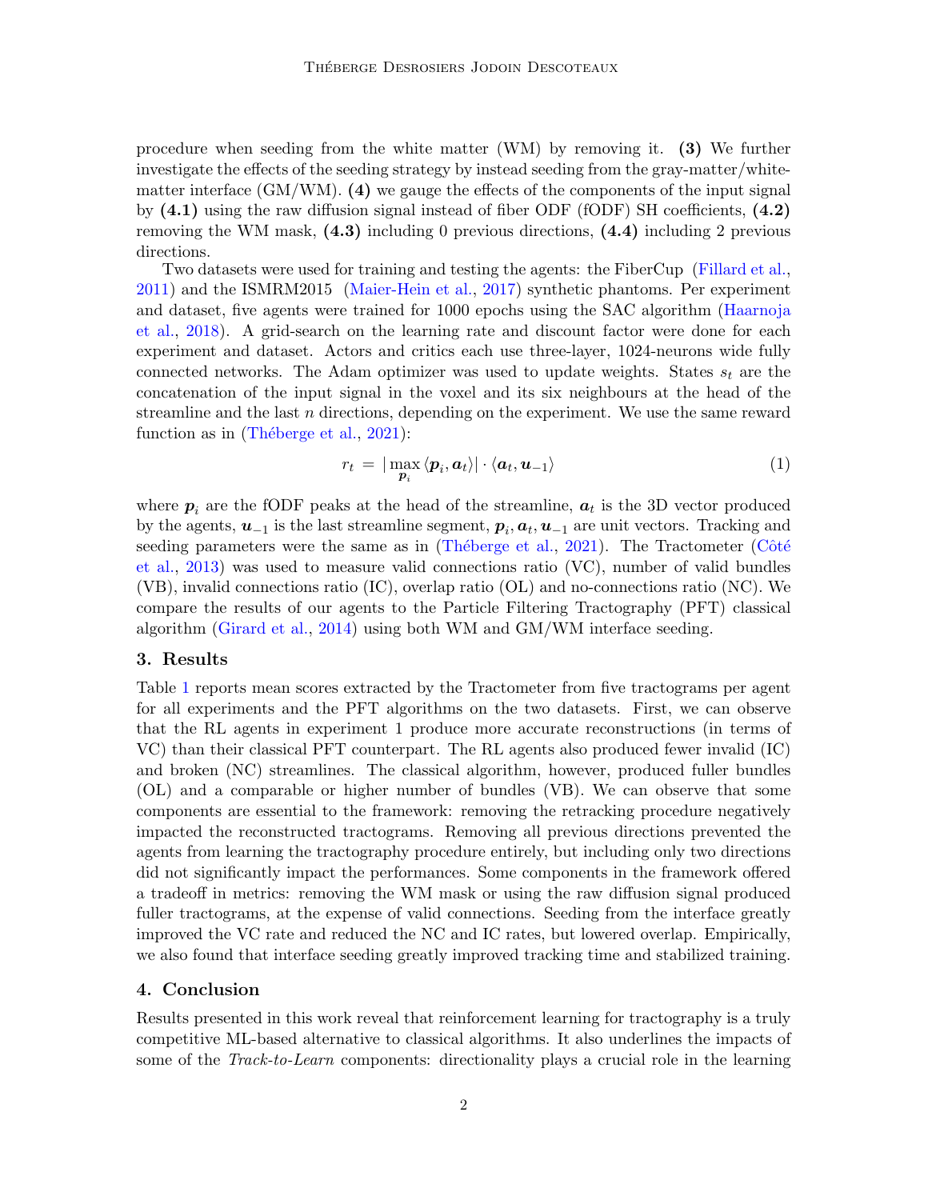procedure when seeding from the white matter (WM) by removing it. **(3)** We further investigate the effects of the seeding strategy by instead seeding from the gray-matter/white-matter interface (GM/WM). **(4)** we gauge the effects of the components of the input signal by **(4.1)** using the raw diffusion signal instead of fiber ODF (fODF) SH coefficients, **(4.2)** removing the WM mask, **(4.3)** including 0 previous directions, **(4.4)** including 2 previous directions.

Two datasets were used for training and testing the agents: the FiberCup (Fillard et al., 2011) and the ISMRM2015 (Maier-Hein et al., 2017) synthetic phantoms. Per experiment and dataset, five agents were trained for 1000 epochs using the SAC algorithm (Haarnoja et al., 2018). A grid-search on the learning rate and discount factor were done for each experiment and dataset. Actors and critics each use three-layer, 1024-neurons wide fully connected networks. The Adam optimizer was used to update weights. States $s_t$ are the concatenation of the input signal in the voxel and its six neighbours at the head of the streamline and the last $n$ directions, depending on the experiment. We use the same reward function as in (Théberge et al., 2021):

$$r_t = |\max_{\boldsymbol{p}_i} \langle \boldsymbol{p}_i, \boldsymbol{a}_t \rangle| \cdot \langle \boldsymbol{a}_t, \boldsymbol{u}_{-1} \rangle \tag{1}$$

where $\boldsymbol{p}_i$ are the fODF peaks at the head of the streamline, $\boldsymbol{a}_t$ is the 3D vector produced by the agents, $\boldsymbol{u}_{-1}$ is the last streamline segment, $\boldsymbol{p}_i, \boldsymbol{a}_t, \boldsymbol{u}_{-1}$ are unit vectors. Tracking and seeding parameters were the same as in (Théberge et al., 2021). The Tractometer (Côté et al., 2013) was used to measure valid connections ratio (VC), number of valid bundles (VB), invalid connections ratio (IC), overlap ratio (OL) and no-connections ratio (NC). We compare the results of our agents to the Particle Filtering Tractography (PFT) classical algorithm (Girard et al., 2014) using both WM and GM/WM interface seeding.

## 3. Results

Table 1 reports mean scores extracted by the Tractometer from five tractograms per agent for all experiments and the PFT algorithms on the two datasets. First, we can observe that the RL agents in experiment 1 produce more accurate reconstructions (in terms of VC) than their classical PFT counterpart. The RL agents also produced fewer invalid (IC) and broken (NC) streamlines. The classical algorithm, however, produced fuller bundles (OL) and a comparable or higher number of bundles (VB). We can observe that some components are essential to the framework: removing the retracking procedure negatively impacted the reconstructed tractograms. Removing all previous directions prevented the agents from learning the tractography procedure entirely, but including only two directions did not significantly impact the performances. Some components in the framework offered a tradeoff in metrics: removing the WM mask or using the raw diffusion signal produced fuller tractograms, at the expense of valid connections. Seeding from the interface greatly improved the VC rate and reduced the NC and IC rates, but lowered overlap. Empirically, we also found that interface seeding greatly improved tracking time and stabilized training.

## 4. Conclusion

Results presented in this work reveal that reinforcement learning for tractography is a truly competitive ML-based alternative to classical algorithms. It also underlines the impacts of some of the *Track-to-Learn* components: directionality plays a crucial role in the learning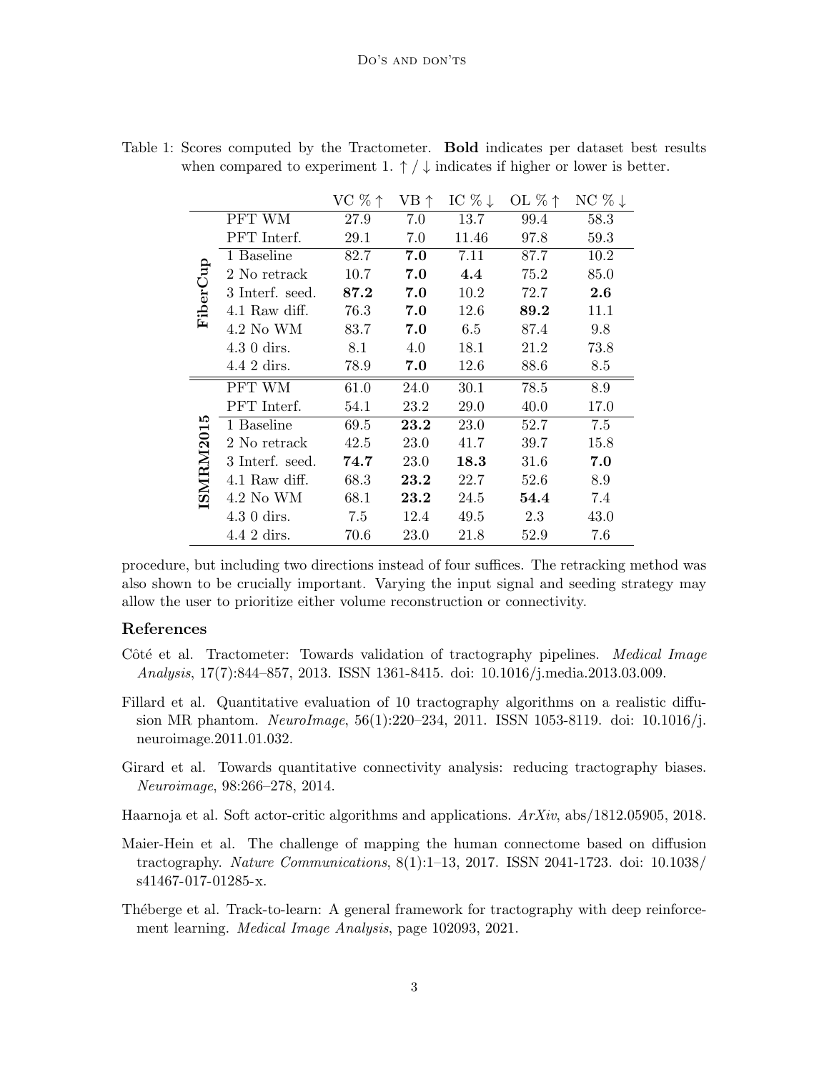Table 1: Scores computed by the Tractometer. **Bold** indicates per dataset best results when compared to experiment 1. ↑ / ↓ indicates if higher or lower is better.

| | | VC % ↑ | VB ↑ | IC % ↓ | OL % ↑ | NC % ↓ |
|---|---|---|---|---|---|---|
| **FiberCup** | PFT WM | 27.9 | 7.0 | 13.7 | 99.4 | 58.3 |
| | PFT Interf. | 29.1 | 7.0 | 11.46 | 97.8 | 59.3 |
| | 1 Baseline | 82.7 | **7.0** | 7.11 | 87.7 | 10.2 |
| | 2 No retrack | 10.7 | **7.0** | **4.4** | 75.2 | 85.0 |
| | 3 Interf. seed. | **87.2** | **7.0** | 10.2 | 72.7 | **2.6** |
| | 4.1 Raw diff. | 76.3 | **7.0** | 12.6 | **89.2** | 11.1 |
| | 4.2 No WM | 83.7 | **7.0** | 6.5 | 87.4 | 9.8 |
| | 4.3 0 dirs. | 8.1 | 4.0 | 18.1 | 21.2 | 73.8 |
| | 4.4 2 dirs. | 78.9 | **7.0** | 12.6 | 88.6 | 8.5 |
| **ISMRM2015** | PFT WM | 61.0 | 24.0 | 30.1 | 78.5 | 8.9 |
| | PFT Interf. | 54.1 | 23.2 | 29.0 | 40.0 | 17.0 |
| | 1 Baseline | 69.5 | **23.2** | 23.0 | 52.7 | 7.5 |
| | 2 No retrack | 42.5 | 23.0 | 41.7 | 39.7 | 15.8 |
| | 3 Interf. seed. | **74.7** | 23.0 | **18.3** | 31.6 | **7.0** |
| | 4.1 Raw diff. | 68.3 | **23.2** | 22.7 | 52.6 | 8.9 |
| | 4.2 No WM | 68.1 | **23.2** | 24.5 | **54.4** | 7.4 |
| | 4.3 0 dirs. | 7.5 | 12.4 | 49.5 | 2.3 | 43.0 |
| | 4.4 2 dirs. | 70.6 | 23.0 | 21.8 | 52.9 | 7.6 |

procedure, but including two directions instead of four suffices. The retracking method was also shown to be crucially important. Varying the input signal and seeding strategy may allow the user to prioritize either volume reconstruction or connectivity.

## References

Côté et al. Tractometer: Towards validation of tractography pipelines. *Medical Image Analysis*, 17(7):844–857, 2013. ISSN 1361-8415. doi: 10.1016/j.media.2013.03.009.

Fillard et al. Quantitative evaluation of 10 tractography algorithms on a realistic diffusion MR phantom. *NeuroImage*, 56(1):220–234, 2011. ISSN 1053-8119. doi: 10.1016/j.neuroimage.2011.01.032.

Girard et al. Towards quantitative connectivity analysis: reducing tractography biases. *Neuroimage*, 98:266–278, 2014.

Haarnoja et al. Soft actor-critic algorithms and applications. *ArXiv*, abs/1812.05905, 2018.

Maier-Hein et al. The challenge of mapping the human connectome based on diffusion tractography. *Nature Communications*, 8(1):1–13, 2017. ISSN 2041-1723. doi: 10.1038/s41467-017-01285-x.

Théberge et al. Track-to-learn: A general framework for tractography with deep reinforcement learning. *Medical Image Analysis*, page 102093, 2021.